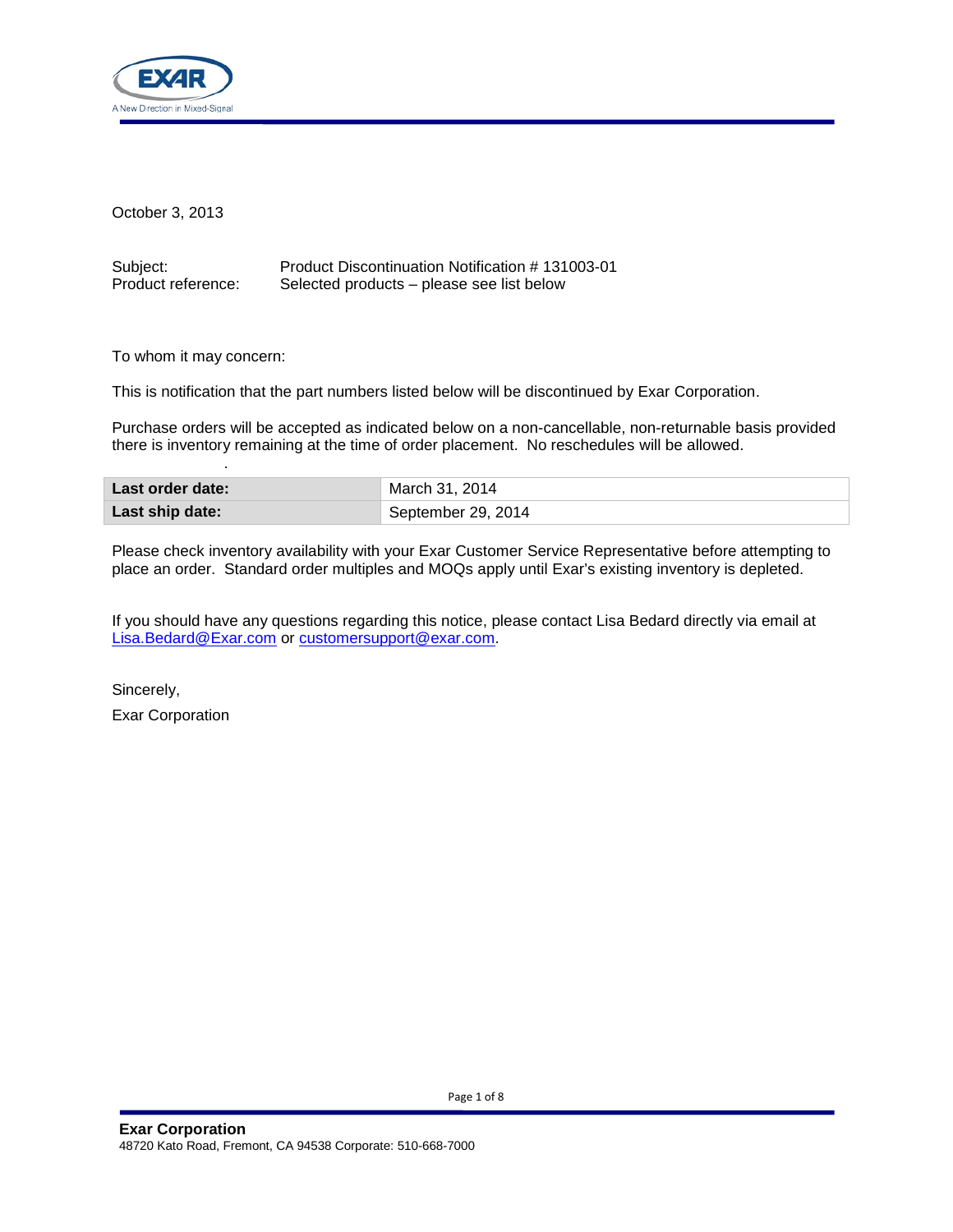October 3, 2013

Subject: Product Discontinuation Notification # 131003-01
Product reference: Selected products – please see list below

To whom it may concern:

This is notification that the part numbers listed below will be discontinued by Exar Corporation.

Purchase orders will be accepted as indicated below on a non-cancellable, non-returnable basis provided there is inventory remaining at the time of order placement. No reschedules will be allowed.

| | |
|---|---|
| **Last order date:** | March 31, 2014 |
| **Last ship date:** | September 29, 2014 |

Please check inventory availability with your Exar Customer Service Representative before attempting to place an order. Standard order multiples and MOQs apply until Exar's existing inventory is depleted.

If you should have any questions regarding this notice, please contact Lisa Bedard directly via email at Lisa.Bedard@Exar.com or customersupport@exar.com.

Sincerely,

Exar Corporation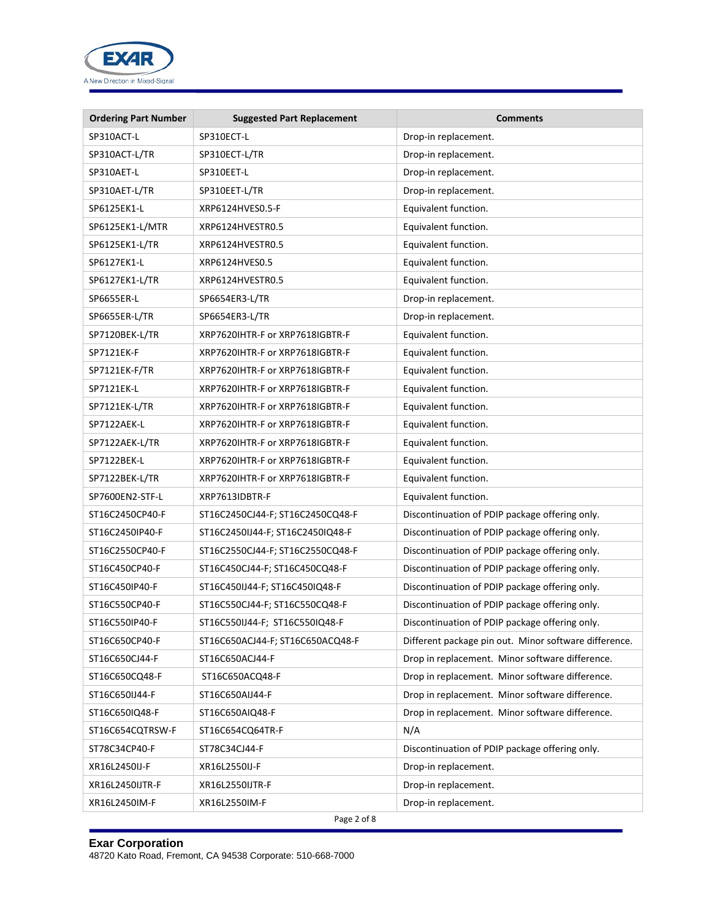| Ordering Part Number | Suggested Part Replacement | Comments |
|---|---|---|
| SP310ACT-L | SP310ECT-L | Drop-in replacement. |
| SP310ACT-L/TR | SP310ECT-L/TR | Drop-in replacement. |
| SP310AET-L | SP310EET-L | Drop-in replacement. |
| SP310AET-L/TR | SP310EET-L/TR | Drop-in replacement. |
| SP6125EK1-L | XRP6124HVES0.5-F | Equivalent function. |
| SP6125EK1-L/MTR | XRP6124HVESTR0.5 | Equivalent function. |
| SP6125EK1-L/TR | XRP6124HVESTR0.5 | Equivalent function. |
| SP6127EK1-L | XRP6124HVES0.5 | Equivalent function. |
| SP6127EK1-L/TR | XRP6124HVESTR0.5 | Equivalent function. |
| SP6655ER-L | SP6654ER3-L/TR | Drop-in replacement. |
| SP6655ER-L/TR | SP6654ER3-L/TR | Drop-in replacement. |
| SP7120BEK-L/TR | XRP7620IHTR-F or XRP7618IGBTR-F | Equivalent function. |
| SP7121EK-F | XRP7620IHTR-F or XRP7618IGBTR-F | Equivalent function. |
| SP7121EK-F/TR | XRP7620IHTR-F or XRP7618IGBTR-F | Equivalent function. |
| SP7121EK-L | XRP7620IHTR-F or XRP7618IGBTR-F | Equivalent function. |
| SP7121EK-L/TR | XRP7620IHTR-F or XRP7618IGBTR-F | Equivalent function. |
| SP7122AEK-L | XRP7620IHTR-F or XRP7618IGBTR-F | Equivalent function. |
| SP7122AEK-L/TR | XRP7620IHTR-F or XRP7618IGBTR-F | Equivalent function. |
| SP7122BEK-L | XRP7620IHTR-F or XRP7618IGBTR-F | Equivalent function. |
| SP7122BEK-L/TR | XRP7620IHTR-F or XRP7618IGBTR-F | Equivalent function. |
| SP7600EN2-STF-L | XRP7613IDBTR-F | Equivalent function. |
| ST16C2450CP40-F | ST16C2450CJ44-F; ST16C2450CQ48-F | Discontinuation of PDIP package offering only. |
| ST16C2450IP40-F | ST16C2450IJ44-F; ST16C2450IQ48-F | Discontinuation of PDIP package offering only. |
| ST16C2550CP40-F | ST16C2550CJ44-F; ST16C2550CQ48-F | Discontinuation of PDIP package offering only. |
| ST16C450CP40-F | ST16C450CJ44-F; ST16C450CQ48-F | Discontinuation of PDIP package offering only. |
| ST16C450IP40-F | ST16C450IJ44-F; ST16C450IQ48-F | Discontinuation of PDIP package offering only. |
| ST16C550CP40-F | ST16C550CJ44-F; ST16C550CQ48-F | Discontinuation of PDIP package offering only. |
| ST16C550IP40-F | ST16C550IJ44-F; ST16C550IQ48-F | Discontinuation of PDIP package offering only. |
| ST16C650CP40-F | ST16C650ACJ44-F; ST16C650ACQ48-F | Different package pin out. Minor software difference. |
| ST16C650CJ44-F | ST16C650ACJ44-F | Drop in replacement. Minor software difference. |
| ST16C650CQ48-F | ST16C650ACQ48-F | Drop in replacement. Minor software difference. |
| ST16C650IJ44-F | ST16C650AIJ44-F | Drop in replacement. Minor software difference. |
| ST16C650IQ48-F | ST16C650AIQ48-F | Drop in replacement. Minor software difference. |
| ST16C654CQTRSW-F | ST16C654CQ64TR-F | N/A |
| ST78C34CP40-F | ST78C34CJ44-F | Discontinuation of PDIP package offering only. |
| XR16L2450IJ-F | XR16L2550IJ-F | Drop-in replacement. |
| XR16L2450IJTR-F | XR16L2550IJTR-F | Drop-in replacement. |
| XR16L2450IM-F | XR16L2550IM-F | Drop-in replacement. |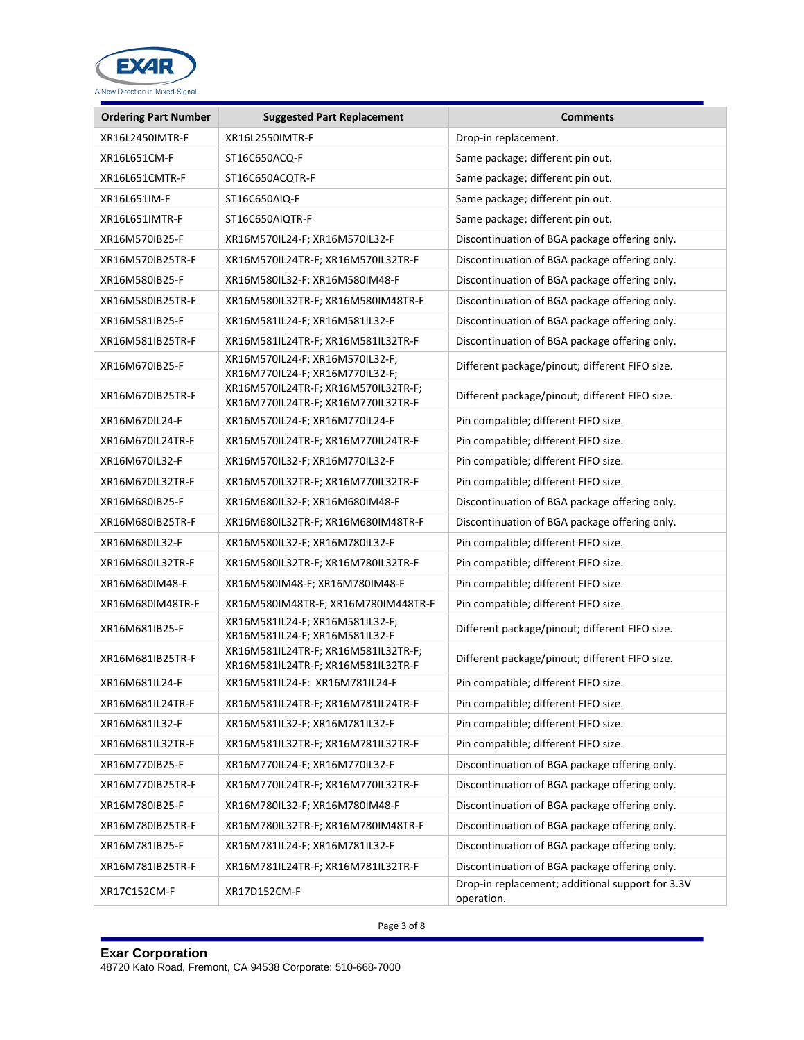| Ordering Part Number | Suggested Part Replacement | Comments |
|---|---|---|
| XR16L2450IMTR-F | XR16L2550IMTR-F | Drop-in replacement. |
| XR16L651CM-F | ST16C650ACQ-F | Same package; different pin out. |
| XR16L651CMTR-F | ST16C650ACQTR-F | Same package; different pin out. |
| XR16L651IM-F | ST16C650AIQ-F | Same package; different pin out. |
| XR16L651IMTR-F | ST16C650AIQTR-F | Same package; different pin out. |
| XR16M570IB25-F | XR16M570IL24-F; XR16M570IL32-F | Discontinuation of BGA package offering only. |
| XR16M570IB25TR-F | XR16M570IL24TR-F; XR16M570IL32TR-F | Discontinuation of BGA package offering only. |
| XR16M580IB25-F | XR16M580IL32-F; XR16M580IM48-F | Discontinuation of BGA package offering only. |
| XR16M580IB25TR-F | XR16M580IL32TR-F; XR16M580IM48TR-F | Discontinuation of BGA package offering only. |
| XR16M581IB25-F | XR16M581IL24-F; XR16M581IL32-F | Discontinuation of BGA package offering only. |
| XR16M581IB25TR-F | XR16M581IL24TR-F; XR16M581IL32TR-F | Discontinuation of BGA package offering only. |
| XR16M670IB25-F | XR16M570IL24-F; XR16M570IL32-F; XR16M770IL24-F; XR16M770IL32-F; | Different package/pinout; different FIFO size. |
| XR16M670IB25TR-F | XR16M570IL24TR-F; XR16M570IL32TR-F; XR16M770IL24TR-F; XR16M770IL32TR-F | Different package/pinout; different FIFO size. |
| XR16M670IL24-F | XR16M570IL24-F; XR16M770IL24-F | Pin compatible; different FIFO size. |
| XR16M670IL24TR-F | XR16M570IL24TR-F; XR16M770IL24TR-F | Pin compatible; different FIFO size. |
| XR16M670IL32-F | XR16M570IL32-F; XR16M770IL32-F | Pin compatible; different FIFO size. |
| XR16M670IL32TR-F | XR16M570IL32TR-F; XR16M770IL32TR-F | Pin compatible; different FIFO size. |
| XR16M680IB25-F | XR16M680IL32-F; XR16M680IM48-F | Discontinuation of BGA package offering only. |
| XR16M680IB25TR-F | XR16M680IL32TR-F; XR16M680IM48TR-F | Discontinuation of BGA package offering only. |
| XR16M680IL32-F | XR16M580IL32-F; XR16M780IL32-F | Pin compatible; different FIFO size. |
| XR16M680IL32TR-F | XR16M580IL32TR-F; XR16M780IL32TR-F | Pin compatible; different FIFO size. |
| XR16M680IM48-F | XR16M580IM48-F; XR16M780IM48-F | Pin compatible; different FIFO size. |
| XR16M680IM48TR-F | XR16M580IM48TR-F; XR16M780IM448TR-F | Pin compatible; different FIFO size. |
| XR16M681IB25-F | XR16M581IL24-F; XR16M581IL32-F; XR16M581IL24-F; XR16M581IL32-F | Different package/pinout; different FIFO size. |
| XR16M681IB25TR-F | XR16M581IL24TR-F; XR16M581IL32TR-F; XR16M581IL24TR-F; XR16M581IL32TR-F | Different package/pinout; different FIFO size. |
| XR16M681IL24-F | XR16M581IL24-F: XR16M781IL24-F | Pin compatible; different FIFO size. |
| XR16M681IL24TR-F | XR16M581IL24TR-F; XR16M781IL24TR-F | Pin compatible; different FIFO size. |
| XR16M681IL32-F | XR16M581IL32-F; XR16M781IL32-F | Pin compatible; different FIFO size. |
| XR16M681IL32TR-F | XR16M581IL32TR-F; XR16M781IL32TR-F | Pin compatible; different FIFO size. |
| XR16M770IB25-F | XR16M770IL24-F; XR16M770IL32-F | Discontinuation of BGA package offering only. |
| XR16M770IB25TR-F | XR16M770IL24TR-F; XR16M770IL32TR-F | Discontinuation of BGA package offering only. |
| XR16M780IB25-F | XR16M780IL32-F; XR16M780IM48-F | Discontinuation of BGA package offering only. |
| XR16M780IB25TR-F | XR16M780IL32TR-F; XR16M780IM48TR-F | Discontinuation of BGA package offering only. |
| XR16M781IB25-F | XR16M781IL24-F; XR16M781IL32-F | Discontinuation of BGA package offering only. |
| XR16M781IB25TR-F | XR16M781IL24TR-F; XR16M781IL32TR-F | Discontinuation of BGA package offering only. |
| XR17C152CM-F | XR17D152CM-F | Drop-in replacement; additional support for 3.3V operation. |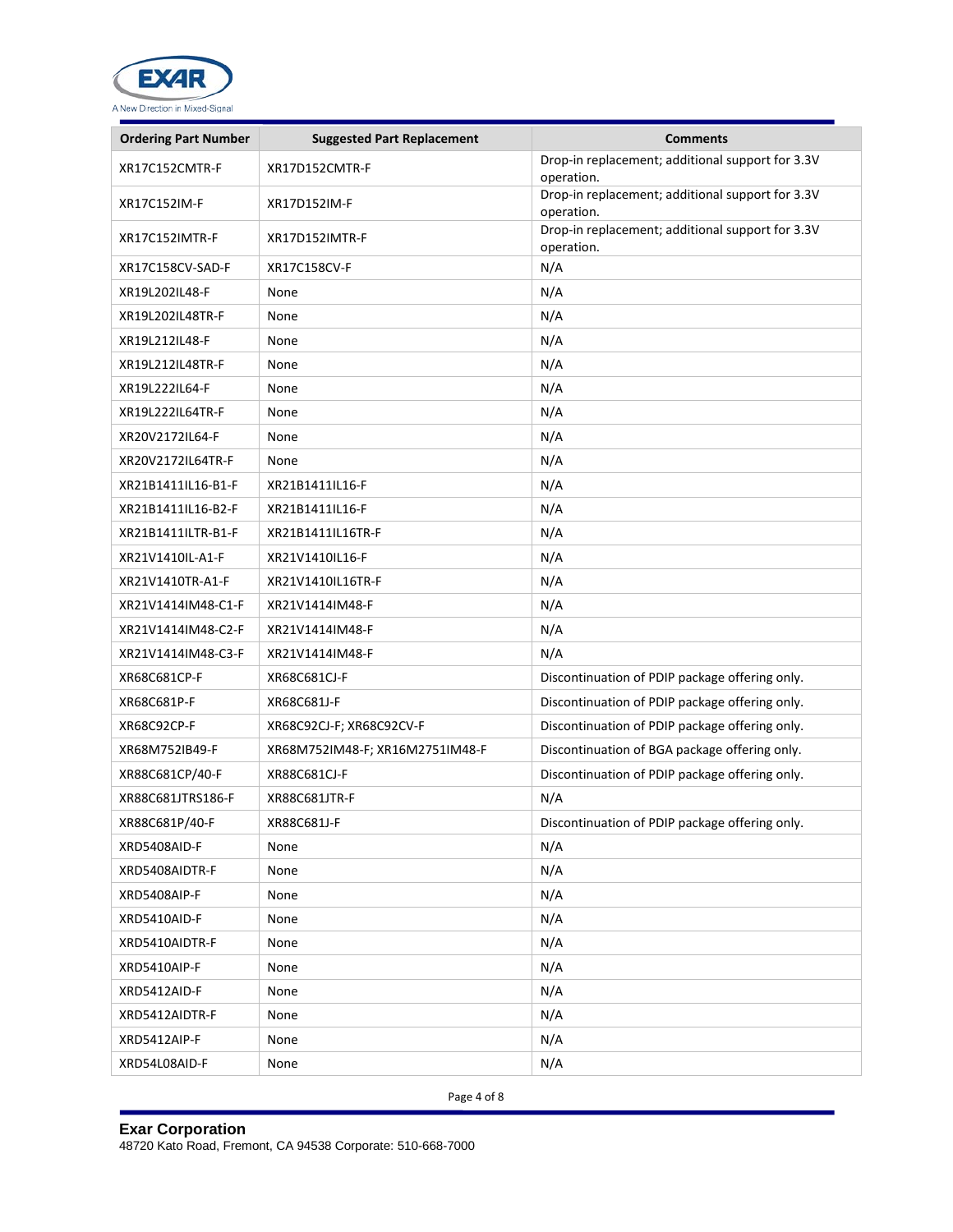| Ordering Part Number | Suggested Part Replacement | Comments |
|---|---|---|
| XR17C152CMTR-F | XR17D152CMTR-F | Drop-in replacement; additional support for 3.3V operation. |
| XR17C152IM-F | XR17D152IM-F | Drop-in replacement; additional support for 3.3V operation. |
| XR17C152IMTR-F | XR17D152IMTR-F | Drop-in replacement; additional support for 3.3V operation. |
| XR17C158CV-SAD-F | XR17C158CV-F | N/A |
| XR19L202IL48-F | None | N/A |
| XR19L202IL48TR-F | None | N/A |
| XR19L212IL48-F | None | N/A |
| XR19L212IL48TR-F | None | N/A |
| XR19L222IL64-F | None | N/A |
| XR19L222IL64TR-F | None | N/A |
| XR20V2172IL64-F | None | N/A |
| XR20V2172IL64TR-F | None | N/A |
| XR21B1411IL16-B1-F | XR21B1411IL16-F | N/A |
| XR21B1411IL16-B2-F | XR21B1411IL16-F | N/A |
| XR21B1411ILTR-B1-F | XR21B1411IL16TR-F | N/A |
| XR21V1410IL-A1-F | XR21V1410IL16-F | N/A |
| XR21V1410TR-A1-F | XR21V1410IL16TR-F | N/A |
| XR21V1414IM48-C1-F | XR21V1414IM48-F | N/A |
| XR21V1414IM48-C2-F | XR21V1414IM48-F | N/A |
| XR21V1414IM48-C3-F | XR21V1414IM48-F | N/A |
| XR68C681CP-F | XR68C681CJ-F | Discontinuation of PDIP package offering only. |
| XR68C681P-F | XR68C681J-F | Discontinuation of PDIP package offering only. |
| XR68C92CP-F | XR68C92CJ-F; XR68C92CV-F | Discontinuation of PDIP package offering only. |
| XR68M752IB49-F | XR68M752IM48-F; XR16M2751IM48-F | Discontinuation of BGA package offering only. |
| XR88C681CP/40-F | XR88C681CJ-F | Discontinuation of PDIP package offering only. |
| XR88C681JTRS186-F | XR88C681JTR-F | N/A |
| XR88C681P/40-F | XR88C681J-F | Discontinuation of PDIP package offering only. |
| XRD5408AID-F | None | N/A |
| XRD5408AIDTR-F | None | N/A |
| XRD5408AIP-F | None | N/A |
| XRD5410AID-F | None | N/A |
| XRD5410AIDTR-F | None | N/A |
| XRD5410AIP-F | None | N/A |
| XRD5412AID-F | None | N/A |
| XRD5412AIDTR-F | None | N/A |
| XRD5412AIP-F | None | N/A |
| XRD54L08AID-F | None | N/A |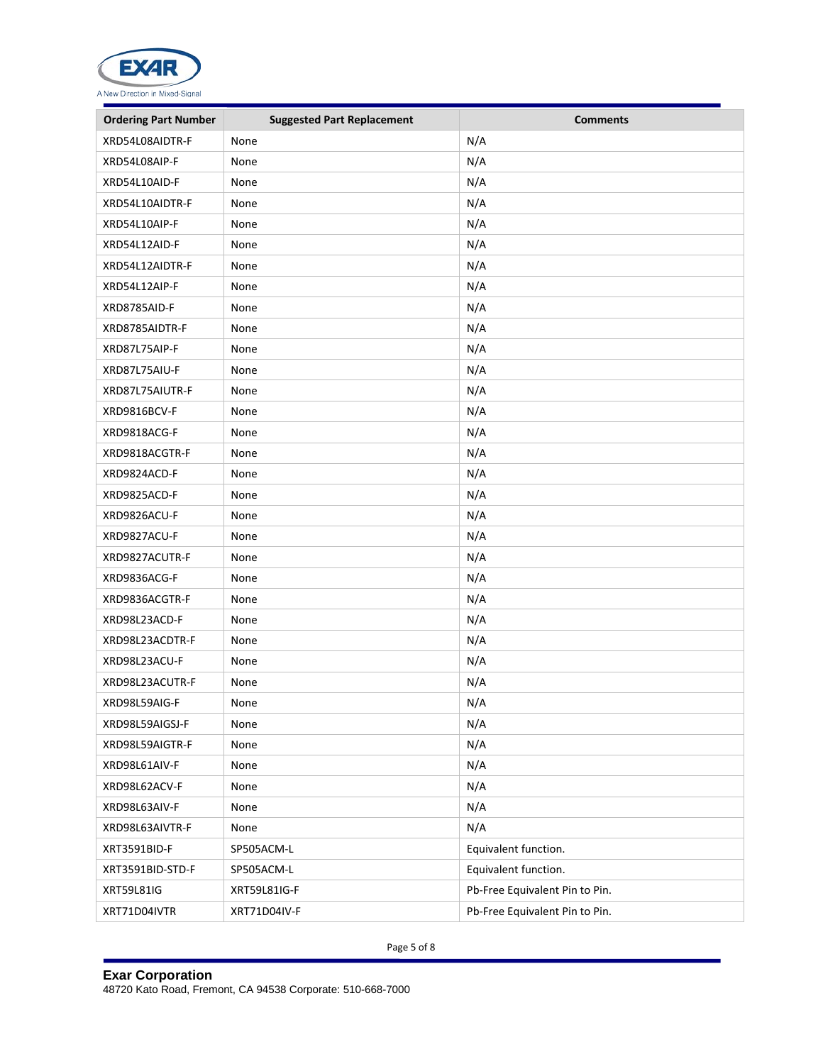| Ordering Part Number | Suggested Part Replacement | Comments |
|---|---|---|
| XRD54L08AIDTR-F | None | N/A |
| XRD54L08AIP-F | None | N/A |
| XRD54L10AID-F | None | N/A |
| XRD54L10AIDTR-F | None | N/A |
| XRD54L10AIP-F | None | N/A |
| XRD54L12AID-F | None | N/A |
| XRD54L12AIDTR-F | None | N/A |
| XRD54L12AIP-F | None | N/A |
| XRD8785AID-F | None | N/A |
| XRD8785AIDTR-F | None | N/A |
| XRD87L75AIP-F | None | N/A |
| XRD87L75AIU-F | None | N/A |
| XRD87L75AIUTR-F | None | N/A |
| XRD9816BCV-F | None | N/A |
| XRD9818ACG-F | None | N/A |
| XRD9818ACGTR-F | None | N/A |
| XRD9824ACD-F | None | N/A |
| XRD9825ACD-F | None | N/A |
| XRD9826ACU-F | None | N/A |
| XRD9827ACU-F | None | N/A |
| XRD9827ACUTR-F | None | N/A |
| XRD9836ACG-F | None | N/A |
| XRD9836ACGTR-F | None | N/A |
| XRD98L23ACD-F | None | N/A |
| XRD98L23ACDTR-F | None | N/A |
| XRD98L23ACU-F | None | N/A |
| XRD98L23ACUTR-F | None | N/A |
| XRD98L59AIG-F | None | N/A |
| XRD98L59AIGSJ-F | None | N/A |
| XRD98L59AIGTR-F | None | N/A |
| XRD98L61AIV-F | None | N/A |
| XRD98L62ACV-F | None | N/A |
| XRD98L63AIV-F | None | N/A |
| XRD98L63AIVTR-F | None | N/A |
| XRT3591BID-F | SP505ACM-L | Equivalent function. |
| XRT3591BID-STD-F | SP505ACM-L | Equivalent function. |
| XRT59L81IG | XRT59L81IG-F | Pb-Free Equivalent Pin to Pin. |
| XRT71D04IVTR | XRT71D04IV-F | Pb-Free Equivalent Pin to Pin. |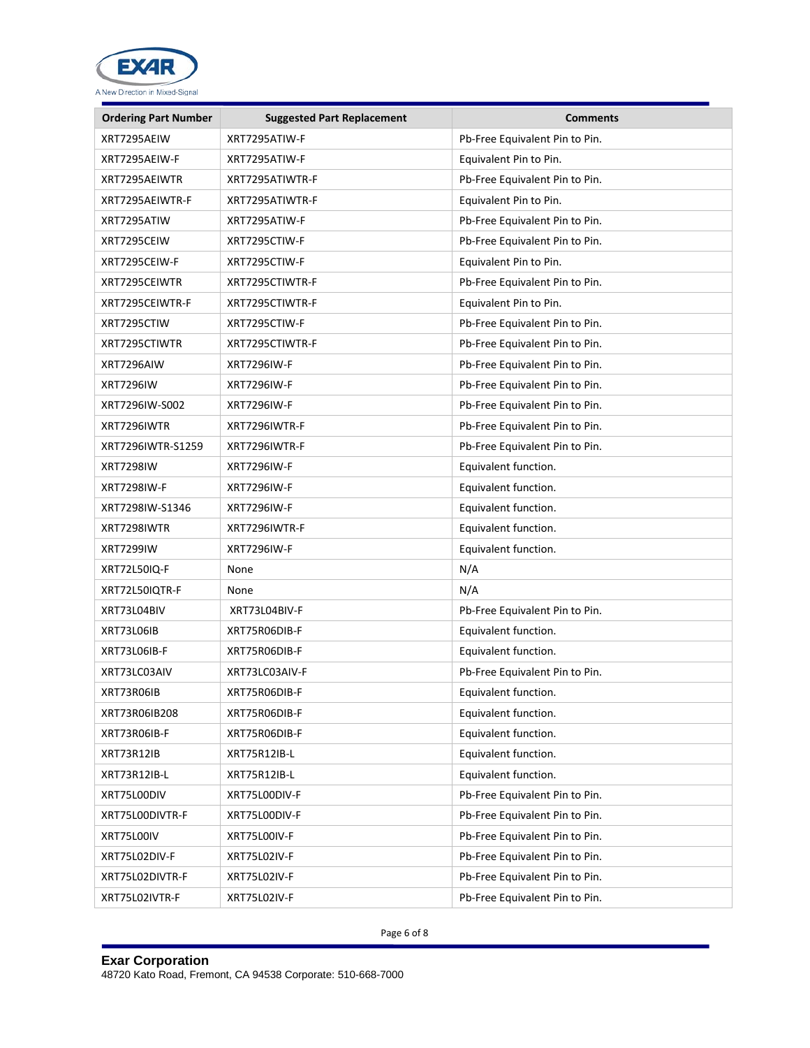| Ordering Part Number | Suggested Part Replacement | Comments |
|---|---|---|
| XRT7295AEIW | XRT7295ATIW-F | Pb-Free Equivalent Pin to Pin. |
| XRT7295AEIW-F | XRT7295ATIW-F | Equivalent Pin to Pin. |
| XRT7295AEIWTR | XRT7295ATIWTR-F | Pb-Free Equivalent Pin to Pin. |
| XRT7295AEIWTR-F | XRT7295ATIWTR-F | Equivalent Pin to Pin. |
| XRT7295ATIW | XRT7295ATIW-F | Pb-Free Equivalent Pin to Pin. |
| XRT7295CEIW | XRT7295CTIW-F | Pb-Free Equivalent Pin to Pin. |
| XRT7295CEIW-F | XRT7295CTIW-F | Equivalent Pin to Pin. |
| XRT7295CEIWTR | XRT7295CTIWTR-F | Pb-Free Equivalent Pin to Pin. |
| XRT7295CEIWTR-F | XRT7295CTIWTR-F | Equivalent Pin to Pin. |
| XRT7295CTIW | XRT7295CTIW-F | Pb-Free Equivalent Pin to Pin. |
| XRT7295CTIWTR | XRT7295CTIWTR-F | Pb-Free Equivalent Pin to Pin. |
| XRT7296AIW | XRT7296IW-F | Pb-Free Equivalent Pin to Pin. |
| XRT7296IW | XRT7296IW-F | Pb-Free Equivalent Pin to Pin. |
| XRT7296IW-S002 | XRT7296IW-F | Pb-Free Equivalent Pin to Pin. |
| XRT7296IWTR | XRT7296IWTR-F | Pb-Free Equivalent Pin to Pin. |
| XRT7296IWTR-S1259 | XRT7296IWTR-F | Pb-Free Equivalent Pin to Pin. |
| XRT7298IW | XRT7296IW-F | Equivalent function. |
| XRT7298IW-F | XRT7296IW-F | Equivalent function. |
| XRT7298IW-S1346 | XRT7296IW-F | Equivalent function. |
| XRT7298IWTR | XRT7296IWTR-F | Equivalent function. |
| XRT7299IW | XRT7296IW-F | Equivalent function. |
| XRT72L50IQ-F | None | N/A |
| XRT72L50IQTR-F | None | N/A |
| XRT73L04BIV | XRT73L04BIV-F | Pb-Free Equivalent Pin to Pin. |
| XRT73L06IB | XRT75R06DIB-F | Equivalent function. |
| XRT73L06IB-F | XRT75R06DIB-F | Equivalent function. |
| XRT73LC03AIV | XRT73LC03AIV-F | Pb-Free Equivalent Pin to Pin. |
| XRT73R06IB | XRT75R06DIB-F | Equivalent function. |
| XRT73R06IB208 | XRT75R06DIB-F | Equivalent function. |
| XRT73R06IB-F | XRT75R06DIB-F | Equivalent function. |
| XRT73R12IB | XRT75R12IB-L | Equivalent function. |
| XRT73R12IB-L | XRT75R12IB-L | Equivalent function. |
| XRT75L00DIV | XRT75L00DIV-F | Pb-Free Equivalent Pin to Pin. |
| XRT75L00DIVTR-F | XRT75L00DIV-F | Pb-Free Equivalent Pin to Pin. |
| XRT75L00IV | XRT75L00IV-F | Pb-Free Equivalent Pin to Pin. |
| XRT75L02DIV-F | XRT75L02IV-F | Pb-Free Equivalent Pin to Pin. |
| XRT75L02DIVTR-F | XRT75L02IV-F | Pb-Free Equivalent Pin to Pin. |
| XRT75L02IVTR-F | XRT75L02IV-F | Pb-Free Equivalent Pin to Pin. |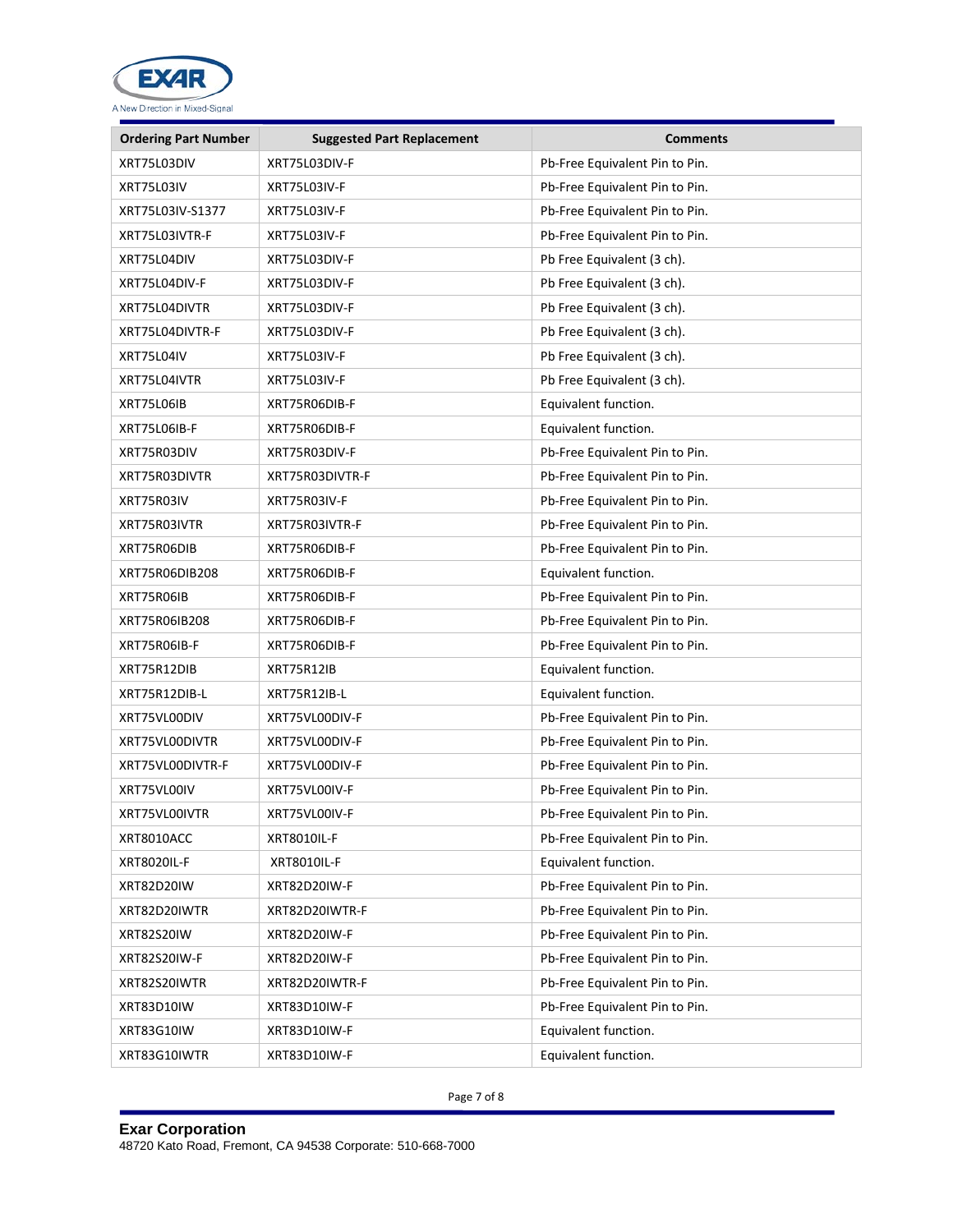| Ordering Part Number | Suggested Part Replacement | Comments |
|---|---|---|
| XRT75L03DIV | XRT75L03DIV-F | Pb-Free Equivalent Pin to Pin. |
| XRT75L03IV | XRT75L03IV-F | Pb-Free Equivalent Pin to Pin. |
| XRT75L03IV-S1377 | XRT75L03IV-F | Pb-Free Equivalent Pin to Pin. |
| XRT75L03IVTR-F | XRT75L03IV-F | Pb-Free Equivalent Pin to Pin. |
| XRT75L04DIV | XRT75L03DIV-F | Pb Free Equivalent (3 ch). |
| XRT75L04DIV-F | XRT75L03DIV-F | Pb Free Equivalent (3 ch). |
| XRT75L04DIVTR | XRT75L03DIV-F | Pb Free Equivalent (3 ch). |
| XRT75L04DIVTR-F | XRT75L03DIV-F | Pb Free Equivalent (3 ch). |
| XRT75L04IV | XRT75L03IV-F | Pb Free Equivalent (3 ch). |
| XRT75L04IVTR | XRT75L03IV-F | Pb Free Equivalent (3 ch). |
| XRT75L06IB | XRT75R06DIB-F | Equivalent function. |
| XRT75L06IB-F | XRT75R06DIB-F | Equivalent function. |
| XRT75R03DIV | XRT75R03DIV-F | Pb-Free Equivalent Pin to Pin. |
| XRT75R03DIVTR | XRT75R03DIVTR-F | Pb-Free Equivalent Pin to Pin. |
| XRT75R03IV | XRT75R03IV-F | Pb-Free Equivalent Pin to Pin. |
| XRT75R03IVTR | XRT75R03IVTR-F | Pb-Free Equivalent Pin to Pin. |
| XRT75R06DIB | XRT75R06DIB-F | Pb-Free Equivalent Pin to Pin. |
| XRT75R06DIB208 | XRT75R06DIB-F | Equivalent function. |
| XRT75R06IB | XRT75R06DIB-F | Pb-Free Equivalent Pin to Pin. |
| XRT75R06IB208 | XRT75R06DIB-F | Pb-Free Equivalent Pin to Pin. |
| XRT75R06IB-F | XRT75R06DIB-F | Pb-Free Equivalent Pin to Pin. |
| XRT75R12DIB | XRT75R12IB | Equivalent function. |
| XRT75R12DIB-L | XRT75R12IB-L | Equivalent function. |
| XRT75VL00DIV | XRT75VL00DIV-F | Pb-Free Equivalent Pin to Pin. |
| XRT75VL00DIVTR | XRT75VL00DIV-F | Pb-Free Equivalent Pin to Pin. |
| XRT75VL00DIVTR-F | XRT75VL00DIV-F | Pb-Free Equivalent Pin to Pin. |
| XRT75VL00IV | XRT75VL00IV-F | Pb-Free Equivalent Pin to Pin. |
| XRT75VL00IVTR | XRT75VL00IV-F | Pb-Free Equivalent Pin to Pin. |
| XRT8010ACC | XRT8010IL-F | Pb-Free Equivalent Pin to Pin. |
| XRT8020IL-F | XRT8010IL-F | Equivalent function. |
| XRT82D20IW | XRT82D20IW-F | Pb-Free Equivalent Pin to Pin. |
| XRT82D20IWTR | XRT82D20IWTR-F | Pb-Free Equivalent Pin to Pin. |
| XRT82S20IW | XRT82D20IW-F | Pb-Free Equivalent Pin to Pin. |
| XRT82S20IW-F | XRT82D20IW-F | Pb-Free Equivalent Pin to Pin. |
| XRT82S20IWTR | XRT82D20IWTR-F | Pb-Free Equivalent Pin to Pin. |
| XRT83D10IW | XRT83D10IW-F | Pb-Free Equivalent Pin to Pin. |
| XRT83G10IW | XRT83D10IW-F | Equivalent function. |
| XRT83G10IWTR | XRT83D10IW-F | Equivalent function. |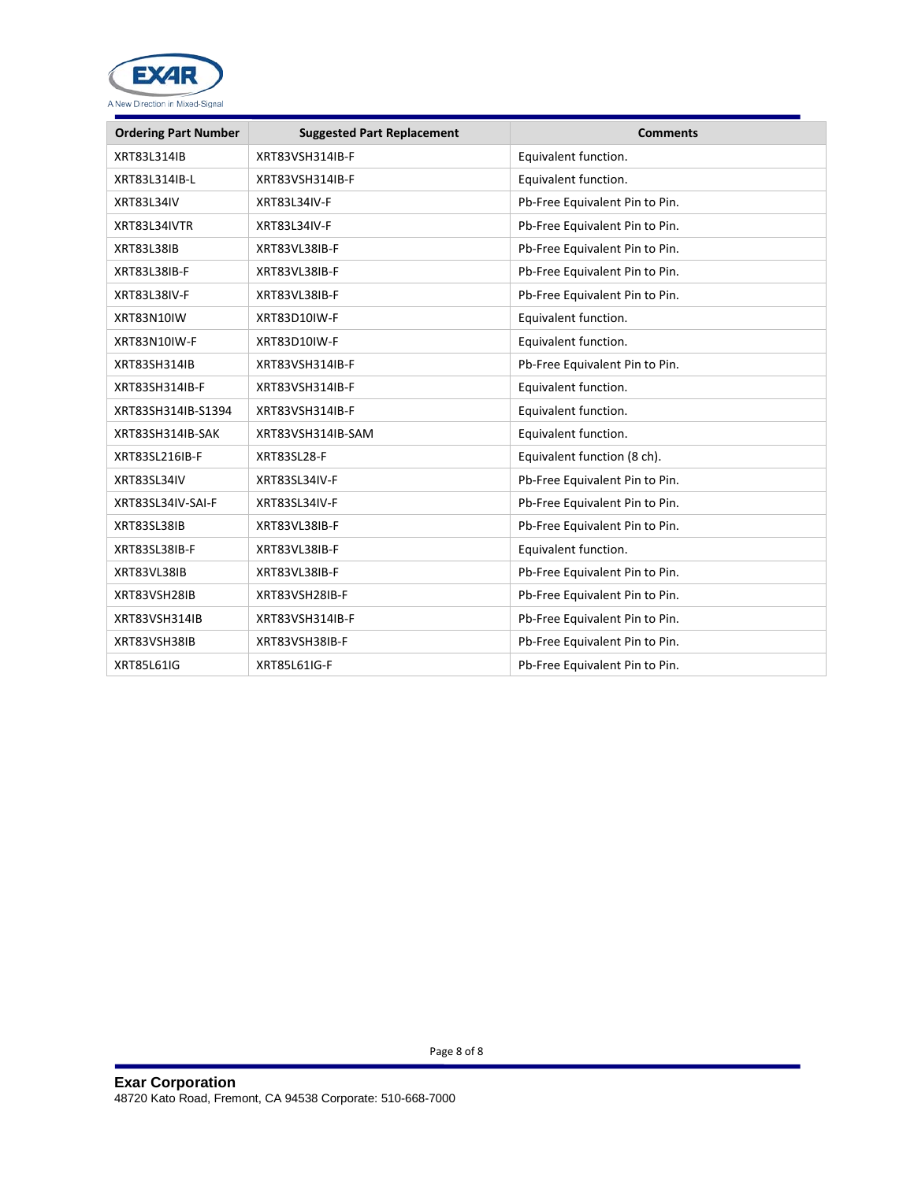| Ordering Part Number | Suggested Part Replacement | Comments |
|---|---|---|
| XRT83L314IB | XRT83VSH314IB-F | Equivalent function. |
| XRT83L314IB-L | XRT83VSH314IB-F | Equivalent function. |
| XRT83L34IV | XRT83L34IV-F | Pb-Free Equivalent Pin to Pin. |
| XRT83L34IVTR | XRT83L34IV-F | Pb-Free Equivalent Pin to Pin. |
| XRT83L38IB | XRT83VL38IB-F | Pb-Free Equivalent Pin to Pin. |
| XRT83L38IB-F | XRT83VL38IB-F | Pb-Free Equivalent Pin to Pin. |
| XRT83L38IV-F | XRT83VL38IB-F | Pb-Free Equivalent Pin to Pin. |
| XRT83N10IW | XRT83D10IW-F | Equivalent function. |
| XRT83N10IW-F | XRT83D10IW-F | Equivalent function. |
| XRT83SH314IB | XRT83VSH314IB-F | Pb-Free Equivalent Pin to Pin. |
| XRT83SH314IB-F | XRT83VSH314IB-F | Equivalent function. |
| XRT83SH314IB-S1394 | XRT83VSH314IB-F | Equivalent function. |
| XRT83SH314IB-SAK | XRT83VSH314IB-SAM | Equivalent function. |
| XRT83SL216IB-F | XRT83SL28-F | Equivalent function (8 ch). |
| XRT83SL34IV | XRT83SL34IV-F | Pb-Free Equivalent Pin to Pin. |
| XRT83SL34IV-SAI-F | XRT83SL34IV-F | Pb-Free Equivalent Pin to Pin. |
| XRT83SL38IB | XRT83VL38IB-F | Pb-Free Equivalent Pin to Pin. |
| XRT83SL38IB-F | XRT83VL38IB-F | Equivalent function. |
| XRT83VL38IB | XRT83VL38IB-F | Pb-Free Equivalent Pin to Pin. |
| XRT83VSH28IB | XRT83VSH28IB-F | Pb-Free Equivalent Pin to Pin. |
| XRT83VSH314IB | XRT83VSH314IB-F | Pb-Free Equivalent Pin to Pin. |
| XRT83VSH38IB | XRT83VSH38IB-F | Pb-Free Equivalent Pin to Pin. |
| XRT85L61IG | XRT85L61IG-F | Pb-Free Equivalent Pin to Pin. |

**Exar Corporation**
48720 Kato Road, Fremont, CA 94538 Corporate: 510-668-7000